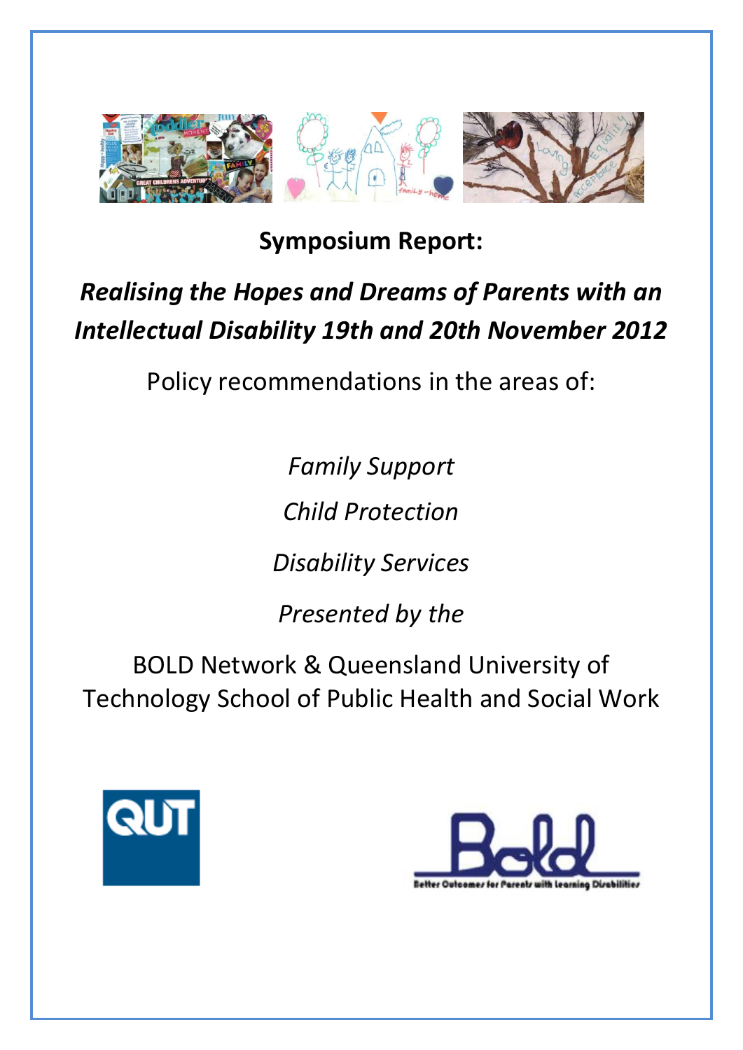**Symposium Report:**

***Realising the Hopes and Dreams of Parents with an Intellectual Disability 19th and 20th November 2012***

Policy recommendations in the areas of:

*Family Support*

*Child Protection*

*Disability Services*

*Presented by the*

BOLD Network & Queensland University of Technology School of Public Health and Social Work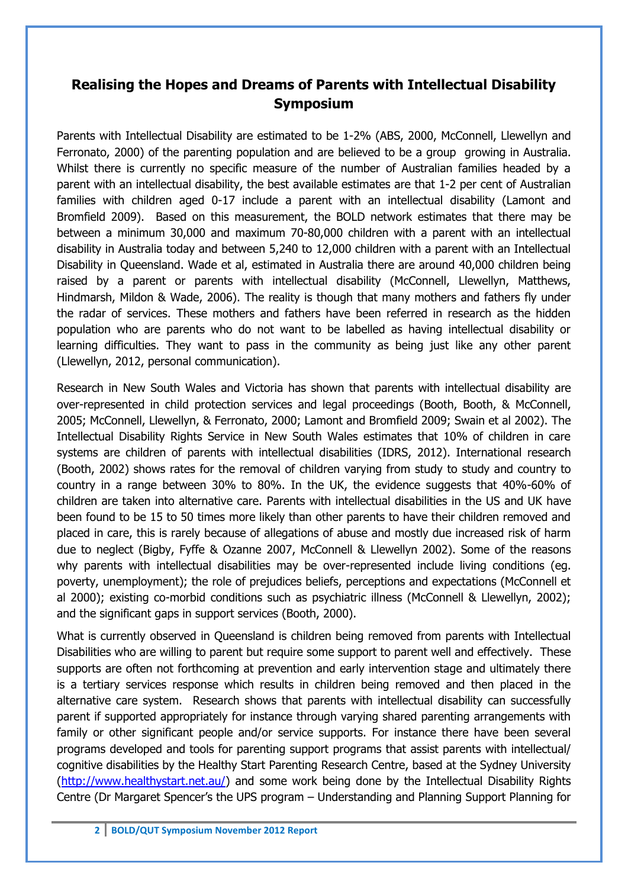# Realising the Hopes and Dreams of Parents with Intellectual Disability Symposium

Parents with Intellectual Disability are estimated to be 1-2% (ABS, 2000, McConnell, Llewellyn and Ferronato, 2000) of the parenting population and are believed to be a group growing in Australia. Whilst there is currently no specific measure of the number of Australian families headed by a parent with an intellectual disability, the best available estimates are that 1-2 per cent of Australian families with children aged 0-17 include a parent with an intellectual disability (Lamont and Bromfield 2009). Based on this measurement, the BOLD network estimates that there may be between a minimum 30,000 and maximum 70-80,000 children with a parent with an intellectual disability in Australia today and between 5,240 to 12,000 children with a parent with an Intellectual Disability in Queensland. Wade et al, estimated in Australia there are around 40,000 children being raised by a parent or parents with intellectual disability (McConnell, Llewellyn, Matthews, Hindmarsh, Mildon & Wade, 2006). The reality is though that many mothers and fathers fly under the radar of services. These mothers and fathers have been referred in research as the hidden population who are parents who do not want to be labelled as having intellectual disability or learning difficulties. They want to pass in the community as being just like any other parent (Llewellyn, 2012, personal communication).

Research in New South Wales and Victoria has shown that parents with intellectual disability are over-represented in child protection services and legal proceedings (Booth, Booth, & McConnell, 2005; McConnell, Llewellyn, & Ferronato, 2000; Lamont and Bromfield 2009; Swain et al 2002). The Intellectual Disability Rights Service in New South Wales estimates that 10% of children in care systems are children of parents with intellectual disabilities (IDRS, 2012). International research (Booth, 2002) shows rates for the removal of children varying from study to study and country to country in a range between 30% to 80%. In the UK, the evidence suggests that 40%-60% of children are taken into alternative care. Parents with intellectual disabilities in the US and UK have been found to be 15 to 50 times more likely than other parents to have their children removed and placed in care, this is rarely because of allegations of abuse and mostly due increased risk of harm due to neglect (Bigby, Fyffe & Ozanne 2007, McConnell & Llewellyn 2002). Some of the reasons why parents with intellectual disabilities may be over-represented include living conditions (eg. poverty, unemployment); the role of prejudices beliefs, perceptions and expectations (McConnell et al 2000); existing co-morbid conditions such as psychiatric illness (McConnell & Llewellyn, 2002); and the significant gaps in support services (Booth, 2000).

What is currently observed in Queensland is children being removed from parents with Intellectual Disabilities who are willing to parent but require some support to parent well and effectively. These supports are often not forthcoming at prevention and early intervention stage and ultimately there is a tertiary services response which results in children being removed and then placed in the alternative care system. Research shows that parents with intellectual disability can successfully parent if supported appropriately for instance through varying shared parenting arrangements with family or other significant people and/or service supports. For instance there have been several programs developed and tools for parenting support programs that assist parents with intellectual/ cognitive disabilities by the Healthy Start Parenting Research Centre, based at the Sydney University (http://www.healthystart.net.au/) and some work being done by the Intellectual Disability Rights Centre (Dr Margaret Spencer's the UPS program – Understanding and Planning Support Planning for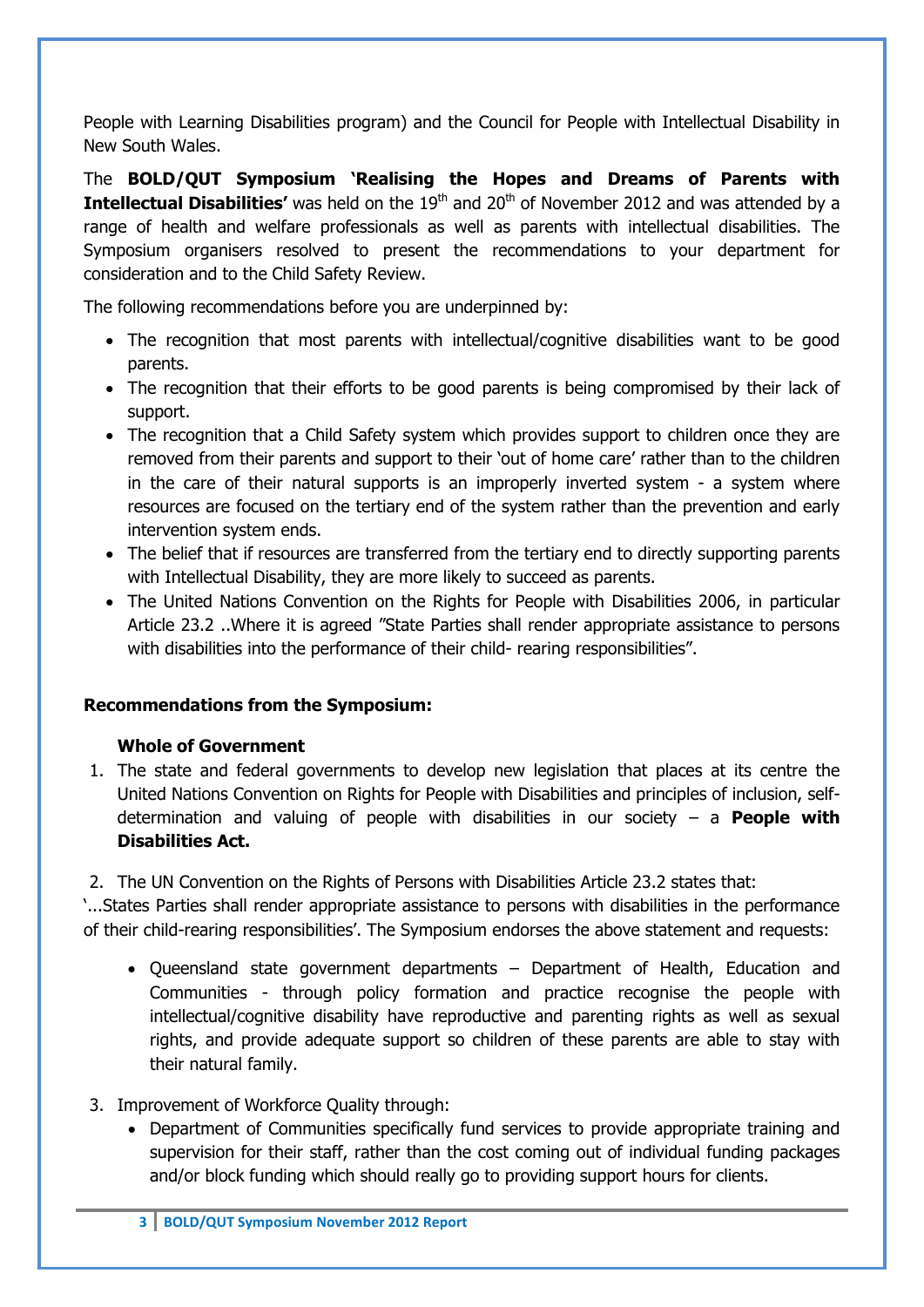People with Learning Disabilities program) and the Council for People with Intellectual Disability in New South Wales.

The **BOLD/QUT Symposium 'Realising the Hopes and Dreams of Parents with Intellectual Disabilities'** was held on the 19th and 20th of November 2012 and was attended by a range of health and welfare professionals as well as parents with intellectual disabilities. The Symposium organisers resolved to present the recommendations to your department for consideration and to the Child Safety Review.

The following recommendations before you are underpinned by:

- The recognition that most parents with intellectual/cognitive disabilities want to be good parents.
- The recognition that their efforts to be good parents is being compromised by their lack of support.
- The recognition that a Child Safety system which provides support to children once they are removed from their parents and support to their 'out of home care' rather than to the children in the care of their natural supports is an improperly inverted system - a system where resources are focused on the tertiary end of the system rather than the prevention and early intervention system ends.
- The belief that if resources are transferred from the tertiary end to directly supporting parents with Intellectual Disability, they are more likely to succeed as parents.
- The United Nations Convention on the Rights for People with Disabilities 2006, in particular Article 23.2 ..Where it is agreed "State Parties shall render appropriate assistance to persons with disabilities into the performance of their child- rearing responsibilities".

**Recommendations from the Symposium:**

**Whole of Government**

1. The state and federal governments to develop new legislation that places at its centre the United Nations Convention on Rights for People with Disabilities and principles of inclusion, self-determination and valuing of people with disabilities in our society – a **People with Disabilities Act.**

2. The UN Convention on the Rights of Persons with Disabilities Article 23.2 states that:

'...States Parties shall render appropriate assistance to persons with disabilities in the performance of their child-rearing responsibilities'. The Symposium endorses the above statement and requests:

- Queensland state government departments – Department of Health, Education and Communities - through policy formation and practice recognise the people with intellectual/cognitive disability have reproductive and parenting rights as well as sexual rights, and provide adequate support so children of these parents are able to stay with their natural family.

3. Improvement of Workforce Quality through:
    - Department of Communities specifically fund services to provide appropriate training and supervision for their staff, rather than the cost coming out of individual funding packages and/or block funding which should really go to providing support hours for clients.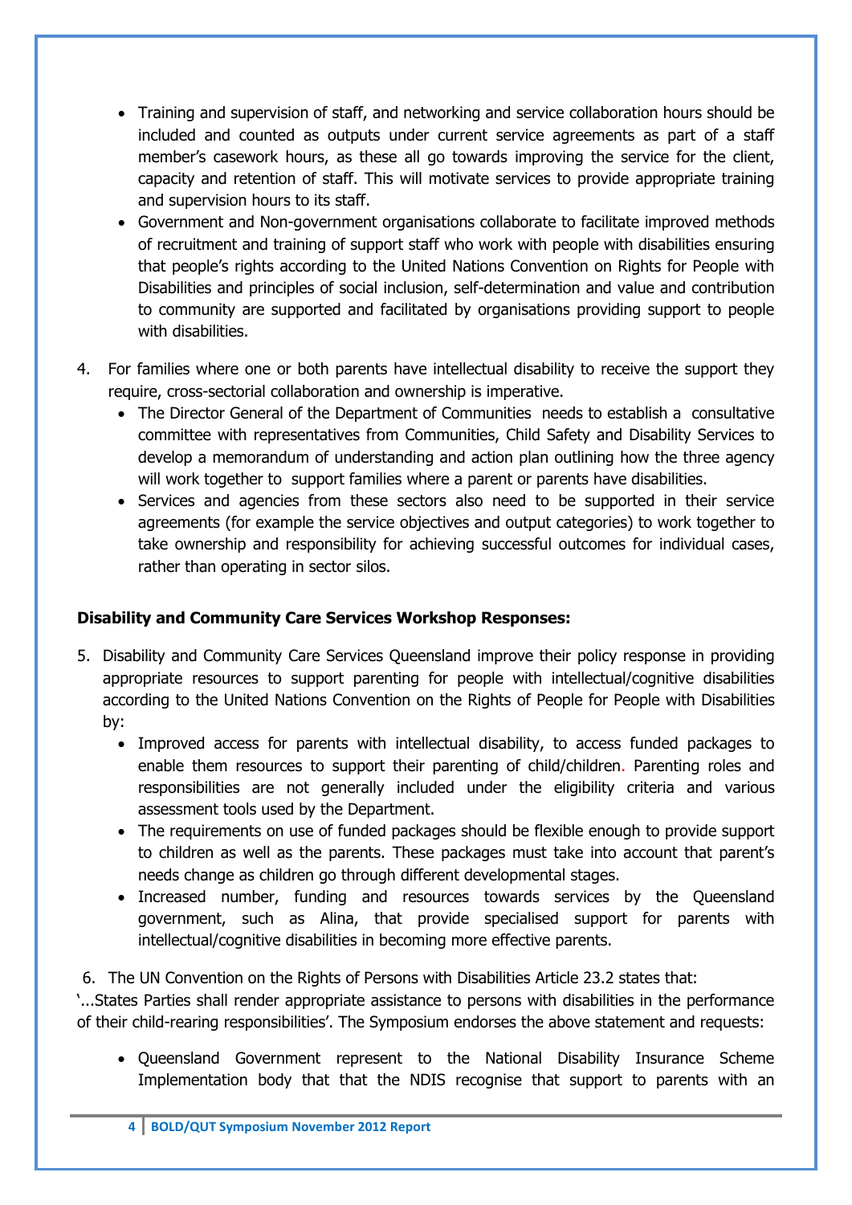- Training and supervision of staff, and networking and service collaboration hours should be included and counted as outputs under current service agreements as part of a staff member's casework hours, as these all go towards improving the service for the client, capacity and retention of staff. This will motivate services to provide appropriate training and supervision hours to its staff.
- Government and Non-government organisations collaborate to facilitate improved methods of recruitment and training of support staff who work with people with disabilities ensuring that people's rights according to the United Nations Convention on Rights for People with Disabilities and principles of social inclusion, self-determination and value and contribution to community are supported and facilitated by organisations providing support to people with disabilities.

4. For families where one or both parents have intellectual disability to receive the support they require, cross-sectorial collaboration and ownership is imperative.
   - The Director General of the Department of Communities needs to establish a consultative committee with representatives from Communities, Child Safety and Disability Services to develop a memorandum of understanding and action plan outlining how the three agency will work together to support families where a parent or parents have disabilities.
   - Services and agencies from these sectors also need to be supported in their service agreements (for example the service objectives and output categories) to work together to take ownership and responsibility for achieving successful outcomes for individual cases, rather than operating in sector silos.

**Disability and Community Care Services Workshop Responses:**

5. Disability and Community Care Services Queensland improve their policy response in providing appropriate resources to support parenting for people with intellectual/cognitive disabilities according to the United Nations Convention on the Rights of People for People with Disabilities by:
   - Improved access for parents with intellectual disability, to access funded packages to enable them resources to support their parenting of child/children. Parenting roles and responsibilities are not generally included under the eligibility criteria and various assessment tools used by the Department.
   - The requirements on use of funded packages should be flexible enough to provide support to children as well as the parents. These packages must take into account that parent's needs change as children go through different developmental stages.
   - Increased number, funding and resources towards services by the Queensland government, such as Alina, that provide specialised support for parents with intellectual/cognitive disabilities in becoming more effective parents.

6. The UN Convention on the Rights of Persons with Disabilities Article 23.2 states that:

'...States Parties shall render appropriate assistance to persons with disabilities in the performance of their child-rearing responsibilities'. The Symposium endorses the above statement and requests:

- Queensland Government represent to the National Disability Insurance Scheme Implementation body that that the NDIS recognise that support to parents with an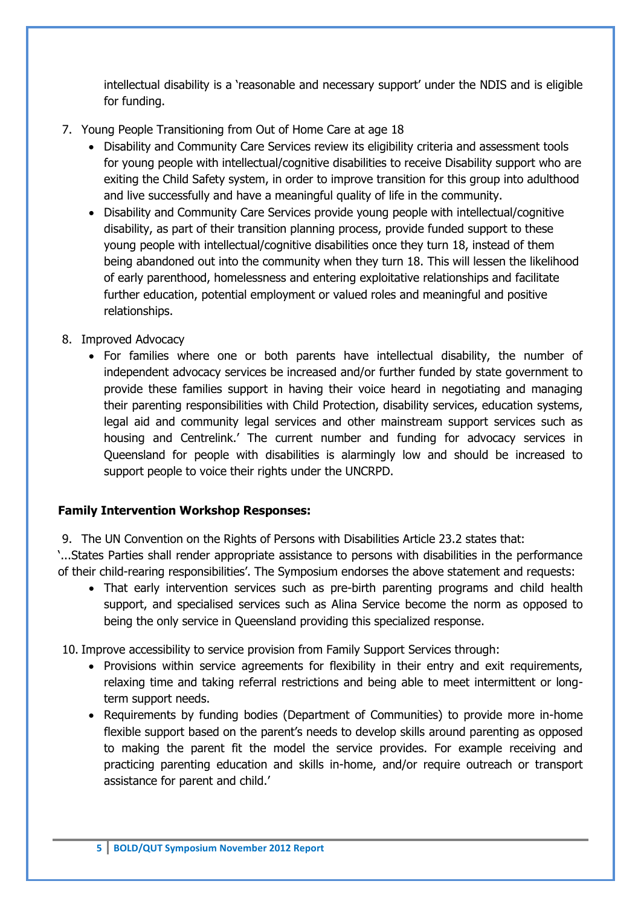intellectual disability is a 'reasonable and necessary support' under the NDIS and is eligible for funding.

7. Young People Transitioning from Out of Home Care at age 18
   - Disability and Community Care Services review its eligibility criteria and assessment tools for young people with intellectual/cognitive disabilities to receive Disability support who are exiting the Child Safety system, in order to improve transition for this group into adulthood and live successfully and have a meaningful quality of life in the community.
   - Disability and Community Care Services provide young people with intellectual/cognitive disability, as part of their transition planning process, provide funded support to these young people with intellectual/cognitive disabilities once they turn 18, instead of them being abandoned out into the community when they turn 18. This will lessen the likelihood of early parenthood, homelessness and entering exploitative relationships and facilitate further education, potential employment or valued roles and meaningful and positive relationships.

8. Improved Advocacy
   - For families where one or both parents have intellectual disability, the number of independent advocacy services be increased and/or further funded by state government to provide these families support in having their voice heard in negotiating and managing their parenting responsibilities with Child Protection, disability services, education systems, legal aid and community legal services and other mainstream support services such as housing and Centrelink.' The current number and funding for advocacy services in Queensland for people with disabilities is alarmingly low and should be increased to support people to voice their rights under the UNCRPD.

**Family Intervention Workshop Responses:**

9. The UN Convention on the Rights of Persons with Disabilities Article 23.2 states that:

'...States Parties shall render appropriate assistance to persons with disabilities in the performance of their child-rearing responsibilities'. The Symposium endorses the above statement and requests:

- That early intervention services such as pre-birth parenting programs and child health support, and specialised services such as Alina Service become the norm as opposed to being the only service in Queensland providing this specialized response.

10. Improve accessibility to service provision from Family Support Services through:
    - Provisions within service agreements for flexibility in their entry and exit requirements, relaxing time and taking referral restrictions and being able to meet intermittent or long-term support needs.
    - Requirements by funding bodies (Department of Communities) to provide more in-home flexible support based on the parent's needs to develop skills around parenting as opposed to making the parent fit the model the service provides. For example receiving and practicing parenting education and skills in-home, and/or require outreach or transport assistance for parent and child.'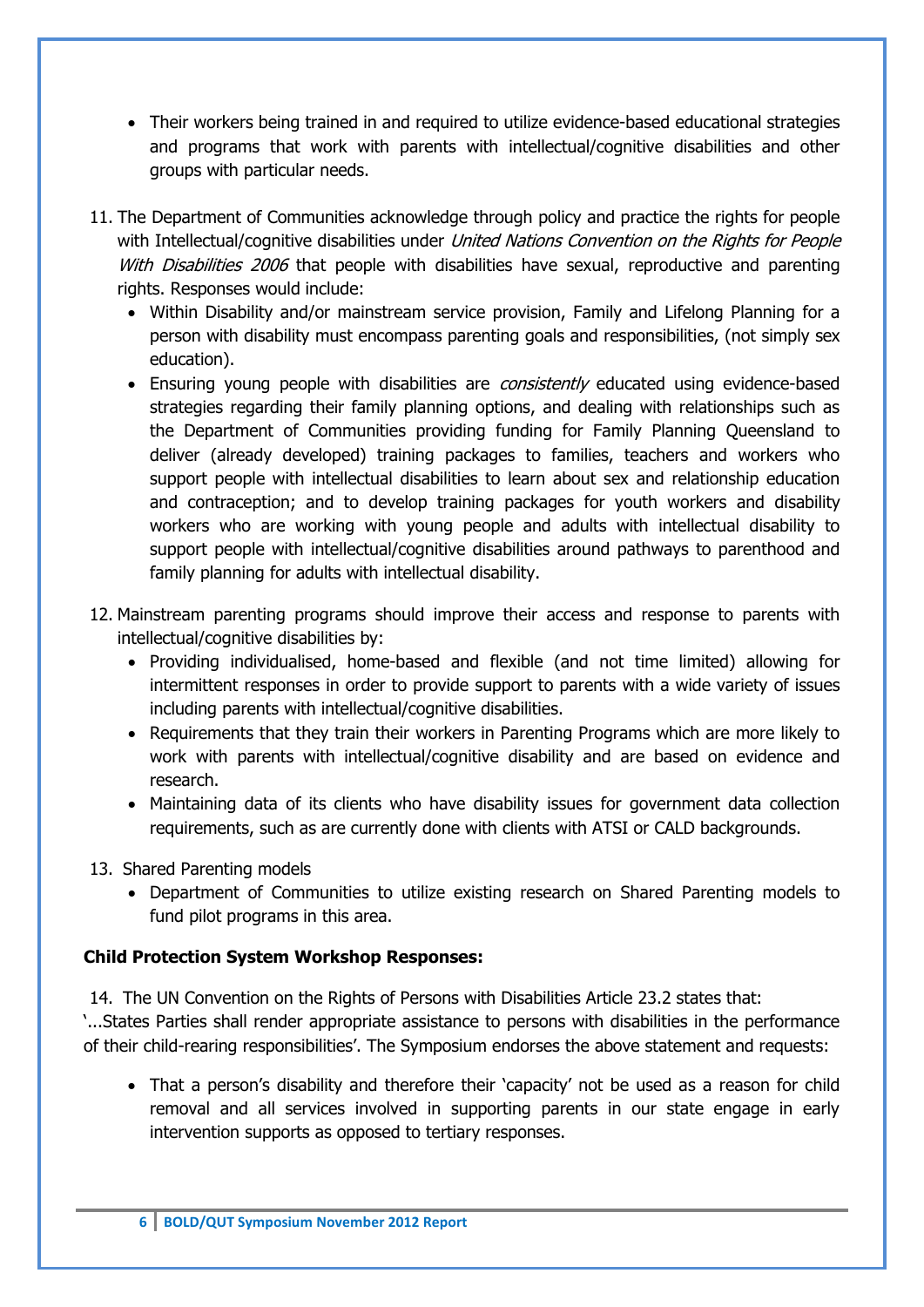- Their workers being trained in and required to utilize evidence-based educational strategies and programs that work with parents with intellectual/cognitive disabilities and other groups with particular needs.

11. The Department of Communities acknowledge through policy and practice the rights for people with Intellectual/cognitive disabilities under *United Nations Convention on the Rights for People With Disabilities 2006* that people with disabilities have sexual, reproductive and parenting rights. Responses would include:
    - Within Disability and/or mainstream service provision, Family and Lifelong Planning for a person with disability must encompass parenting goals and responsibilities, (not simply sex education).
    - Ensuring young people with disabilities are *consistently* educated using evidence-based strategies regarding their family planning options, and dealing with relationships such as the Department of Communities providing funding for Family Planning Queensland to deliver (already developed) training packages to families, teachers and workers who support people with intellectual disabilities to learn about sex and relationship education and contraception; and to develop training packages for youth workers and disability workers who are working with young people and adults with intellectual disability to support people with intellectual/cognitive disabilities around pathways to parenthood and family planning for adults with intellectual disability.

12. Mainstream parenting programs should improve their access and response to parents with intellectual/cognitive disabilities by:
    - Providing individualised, home-based and flexible (and not time limited) allowing for intermittent responses in order to provide support to parents with a wide variety of issues including parents with intellectual/cognitive disabilities.
    - Requirements that they train their workers in Parenting Programs which are more likely to work with parents with intellectual/cognitive disability and are based on evidence and research.
    - Maintaining data of its clients who have disability issues for government data collection requirements, such as are currently done with clients with ATSI or CALD backgrounds.

13. Shared Parenting models
    - Department of Communities to utilize existing research on Shared Parenting models to fund pilot programs in this area.

**Child Protection System Workshop Responses:**

14. The UN Convention on the Rights of Persons with Disabilities Article 23.2 states that:

'...States Parties shall render appropriate assistance to persons with disabilities in the performance of their child-rearing responsibilities'. The Symposium endorses the above statement and requests:

- That a person's disability and therefore their 'capacity' not be used as a reason for child removal and all services involved in supporting parents in our state engage in early intervention supports as opposed to tertiary responses.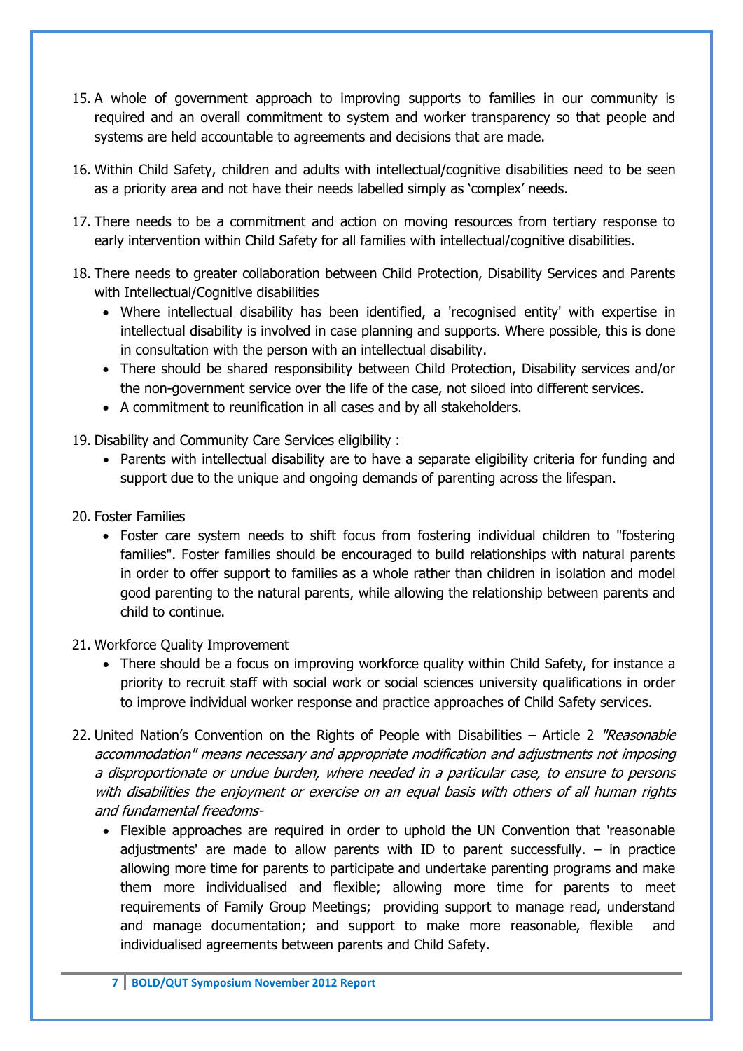15. A whole of government approach to improving supports to families in our community is required and an overall commitment to system and worker transparency so that people and systems are held accountable to agreements and decisions that are made.

16. Within Child Safety, children and adults with intellectual/cognitive disabilities need to be seen as a priority area and not have their needs labelled simply as 'complex' needs.

17. There needs to be a commitment and action on moving resources from tertiary response to early intervention within Child Safety for all families with intellectual/cognitive disabilities.

18. There needs to greater collaboration between Child Protection, Disability Services and Parents with Intellectual/Cognitive disabilities
    - Where intellectual disability has been identified, a 'recognised entity' with expertise in intellectual disability is involved in case planning and supports. Where possible, this is done in consultation with the person with an intellectual disability.
    - There should be shared responsibility between Child Protection, Disability services and/or the non-government service over the life of the case, not siloed into different services.
    - A commitment to reunification in all cases and by all stakeholders.

19. Disability and Community Care Services eligibility :
    - Parents with intellectual disability are to have a separate eligibility criteria for funding and support due to the unique and ongoing demands of parenting across the lifespan.

20. Foster Families
    - Foster care system needs to shift focus from fostering individual children to "fostering families". Foster families should be encouraged to build relationships with natural parents in order to offer support to families as a whole rather than children in isolation and model good parenting to the natural parents, while allowing the relationship between parents and child to continue.

21. Workforce Quality Improvement
    - There should be a focus on improving workforce quality within Child Safety, for instance a priority to recruit staff with social work or social sciences university qualifications in order to improve individual worker response and practice approaches of Child Safety services.

22. United Nation's Convention on the Rights of People with Disabilities – Article 2 *"Reasonable accommodation" means necessary and appropriate modification and adjustments not imposing a disproportionate or undue burden, where needed in a particular case, to ensure to persons with disabilities the enjoyment or exercise on an equal basis with others of all human rights and fundamental freedoms-*
    - Flexible approaches are required in order to uphold the UN Convention that 'reasonable adjustments' are made to allow parents with ID to parent successfully. – in practice allowing more time for parents to participate and undertake parenting programs and make them more individualised and flexible; allowing more time for parents to meet requirements of Family Group Meetings; providing support to manage read, understand and manage documentation; and support to make more reasonable, flexible and individualised agreements between parents and Child Safety.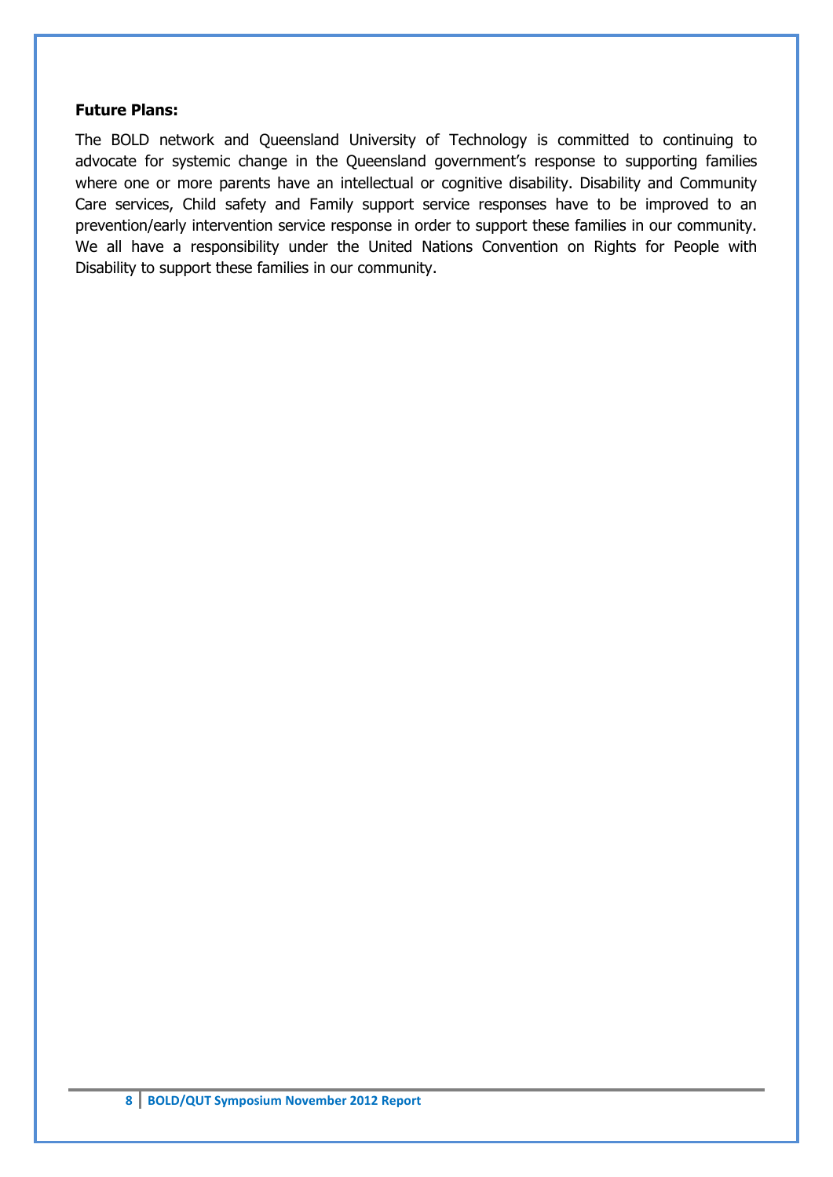**Future Plans:**

The BOLD network and Queensland University of Technology is committed to continuing to advocate for systemic change in the Queensland government's response to supporting families where one or more parents have an intellectual or cognitive disability. Disability and Community Care services, Child safety and Family support service responses have to be improved to an prevention/early intervention service response in order to support these families in our community. We all have a responsibility under the United Nations Convention on Rights for People with Disability to support these families in our community.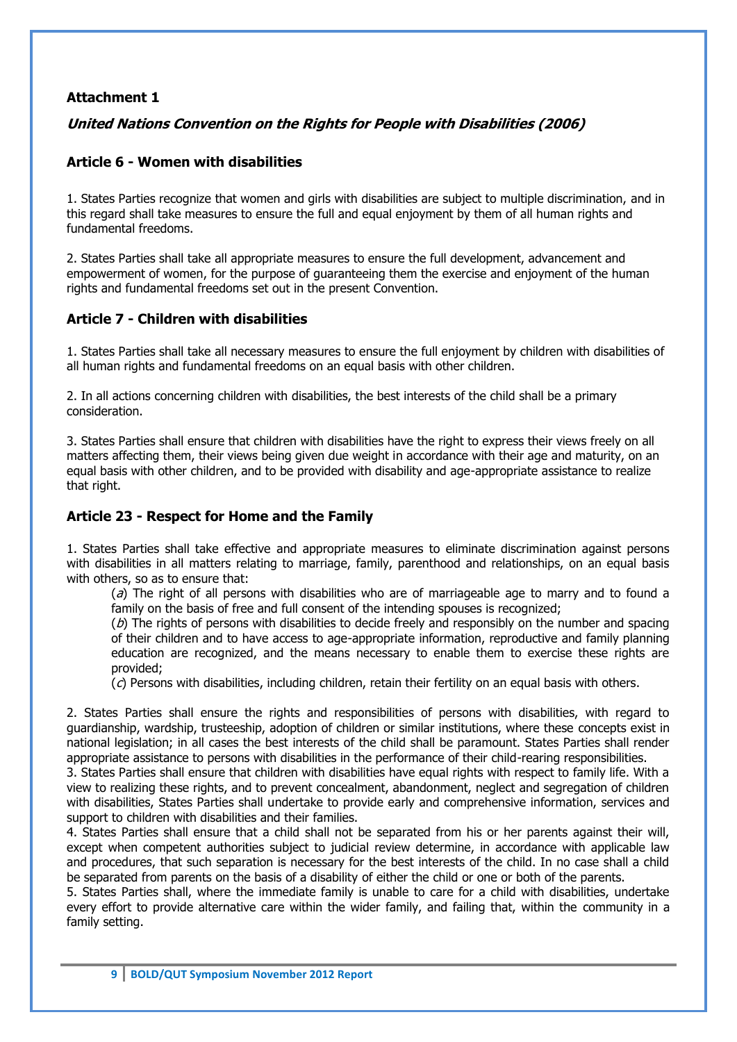**Attachment 1**

***United Nations Convention on the Rights for People with Disabilities (2006)***

**Article 6 - Women with disabilities**

1. States Parties recognize that women and girls with disabilities are subject to multiple discrimination, and in this regard shall take measures to ensure the full and equal enjoyment by them of all human rights and fundamental freedoms.

2. States Parties shall take all appropriate measures to ensure the full development, advancement and empowerment of women, for the purpose of guaranteeing them the exercise and enjoyment of the human rights and fundamental freedoms set out in the present Convention.

**Article 7 - Children with disabilities**

1. States Parties shall take all necessary measures to ensure the full enjoyment by children with disabilities of all human rights and fundamental freedoms on an equal basis with other children.

2. In all actions concerning children with disabilities, the best interests of the child shall be a primary consideration.

3. States Parties shall ensure that children with disabilities have the right to express their views freely on all matters affecting them, their views being given due weight in accordance with their age and maturity, on an equal basis with other children, and to be provided with disability and age-appropriate assistance to realize that right.

**Article 23 - Respect for Home and the Family**

1. States Parties shall take effective and appropriate measures to eliminate discrimination against persons with disabilities in all matters relating to marriage, family, parenthood and relationships, on an equal basis with others, so as to ensure that:

   (*a*) The right of all persons with disabilities who are of marriageable age to marry and to found a family on the basis of free and full consent of the intending spouses is recognized;

   (*b*) The rights of persons with disabilities to decide freely and responsibly on the number and spacing of their children and to have access to age-appropriate information, reproductive and family planning education are recognized, and the means necessary to enable them to exercise these rights are provided;

   (*c*) Persons with disabilities, including children, retain their fertility on an equal basis with others.

2. States Parties shall ensure the rights and responsibilities of persons with disabilities, with regard to guardianship, wardship, trusteeship, adoption of children or similar institutions, where these concepts exist in national legislation; in all cases the best interests of the child shall be paramount. States Parties shall render appropriate assistance to persons with disabilities in the performance of their child-rearing responsibilities.

3. States Parties shall ensure that children with disabilities have equal rights with respect to family life. With a view to realizing these rights, and to prevent concealment, abandonment, neglect and segregation of children with disabilities, States Parties shall undertake to provide early and comprehensive information, services and support to children with disabilities and their families.

4. States Parties shall ensure that a child shall not be separated from his or her parents against their will, except when competent authorities subject to judicial review determine, in accordance with applicable law and procedures, that such separation is necessary for the best interests of the child. In no case shall a child be separated from parents on the basis of a disability of either the child or one or both of the parents.

5. States Parties shall, where the immediate family is unable to care for a child with disabilities, undertake every effort to provide alternative care within the wider family, and failing that, within the community in a family setting.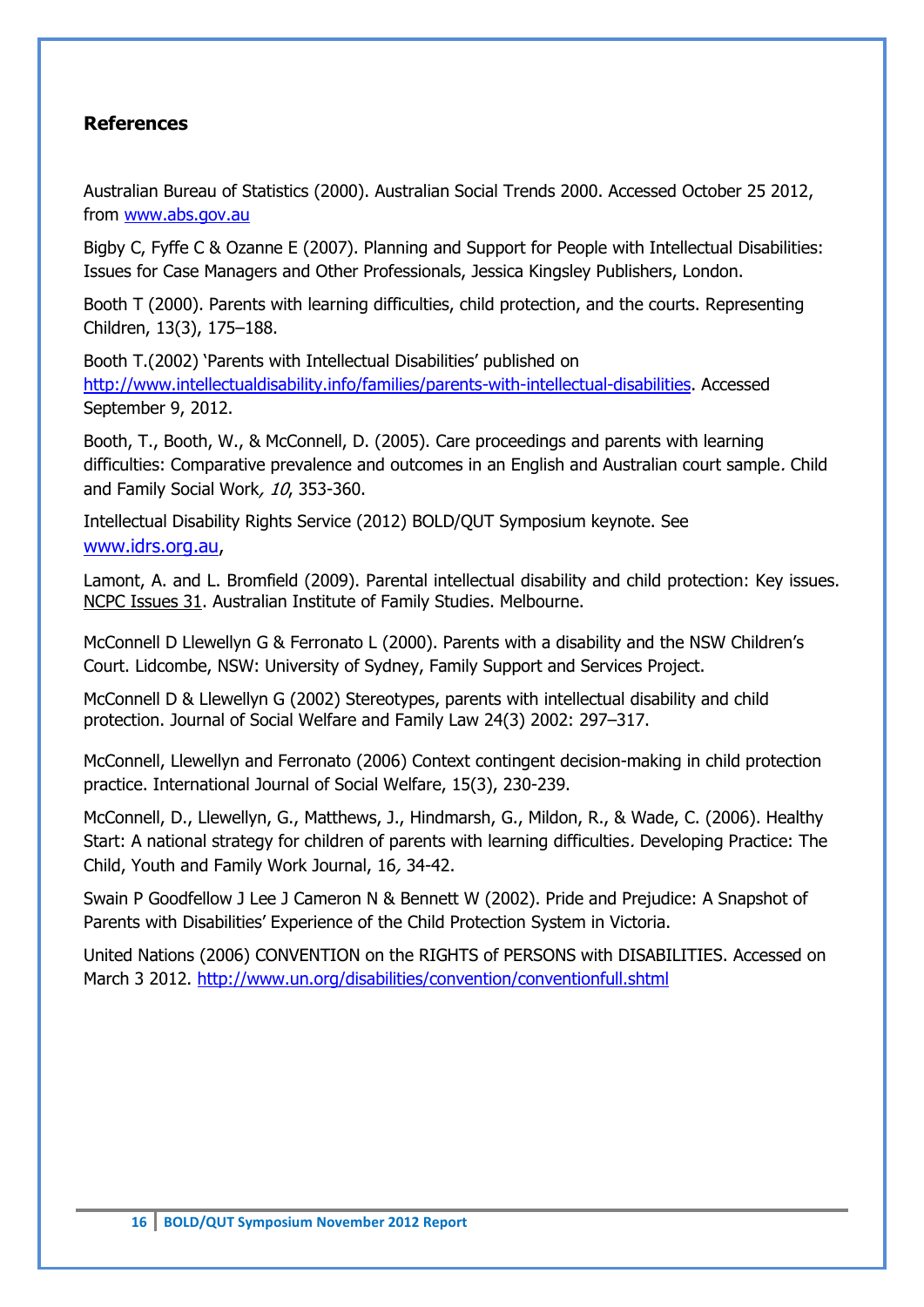## References

Australian Bureau of Statistics (2000). Australian Social Trends 2000. Accessed October 25 2012, from www.abs.gov.au

Bigby C, Fyffe C & Ozanne E (2007). Planning and Support for People with Intellectual Disabilities: Issues for Case Managers and Other Professionals, Jessica Kingsley Publishers, London.

Booth T (2000). Parents with learning difficulties, child protection, and the courts. Representing Children, 13(3), 175–188.

Booth T.(2002) 'Parents with Intellectual Disabilities' published on http://www.intellectualdisability.info/families/parents-with-intellectual-disabilities. Accessed September 9, 2012.

Booth, T., Booth, W., & McConnell, D. (2005). Care proceedings and parents with learning difficulties: Comparative prevalence and outcomes in an English and Australian court sample. Child and Family Social Work, *10*, 353-360.

Intellectual Disability Rights Service (2012) BOLD/QUT Symposium keynote. See www.idrs.org.au,

Lamont, A. and L. Bromfield (2009). Parental intellectual disability and child protection: Key issues. NCPC Issues 31. Australian Institute of Family Studies. Melbourne.

McConnell D Llewellyn G & Ferronato L (2000). Parents with a disability and the NSW Children's Court. Lidcombe, NSW: University of Sydney, Family Support and Services Project.

McConnell D & Llewellyn G (2002) Stereotypes, parents with intellectual disability and child protection. Journal of Social Welfare and Family Law 24(3) 2002: 297–317.

McConnell, Llewellyn and Ferronato (2006) Context contingent decision-making in child protection practice. International Journal of Social Welfare, 15(3), 230-239.

McConnell, D., Llewellyn, G., Matthews, J., Hindmarsh, G., Mildon, R., & Wade, C. (2006). Healthy Start: A national strategy for children of parents with learning difficulties. Developing Practice: The Child, Youth and Family Work Journal, 16, 34-42.

Swain P Goodfellow J Lee J Cameron N & Bennett W (2002). Pride and Prejudice: A Snapshot of Parents with Disabilities' Experience of the Child Protection System in Victoria.

United Nations (2006) CONVENTION on the RIGHTS of PERSONS with DISABILITIES. Accessed on March 3 2012. http://www.un.org/disabilities/convention/conventionfull.shtml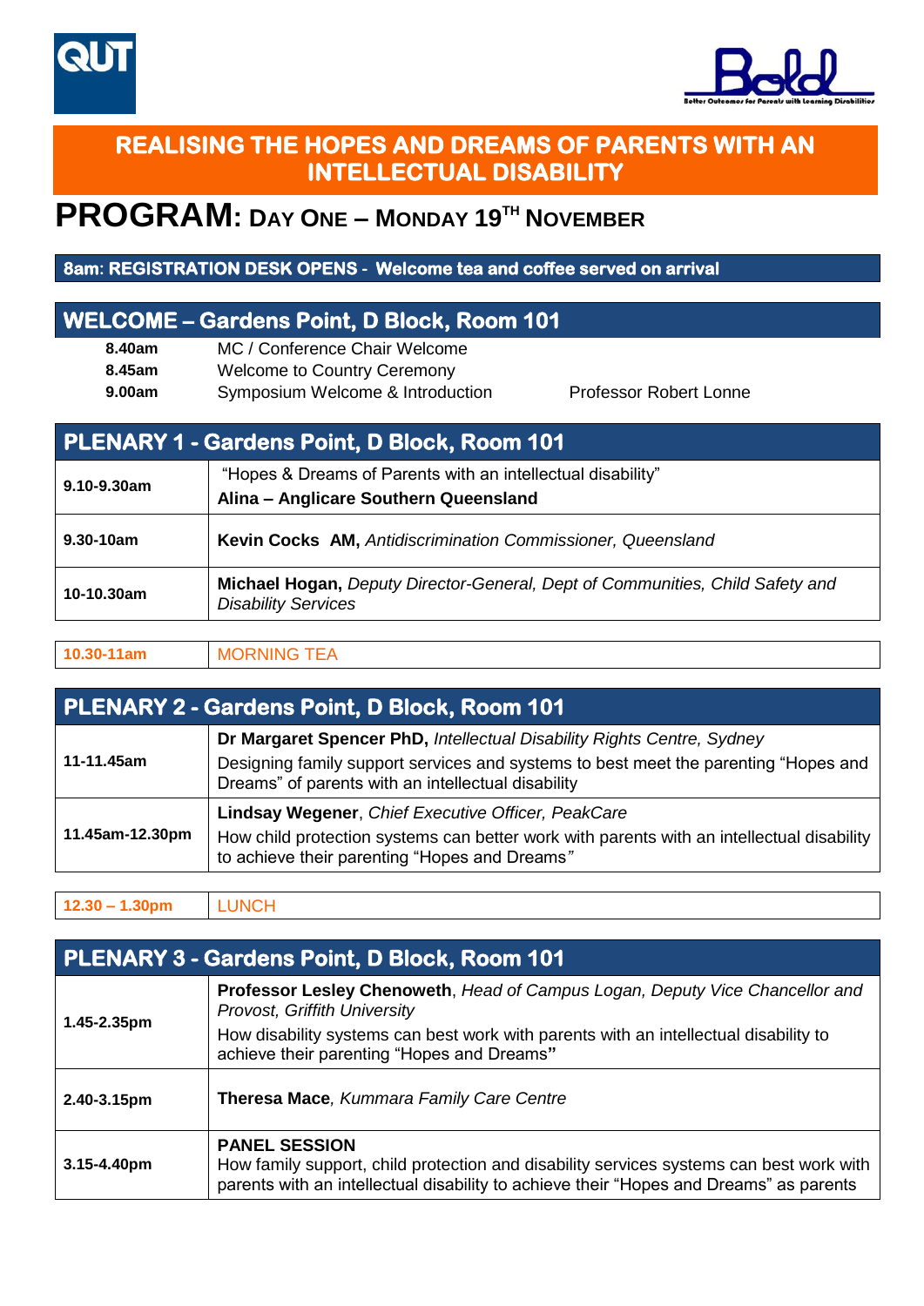# REALISING THE HOPES AND DREAMS OF PARENTS WITH AN INTELLECTUAL DISABILITY

# PROGRAM: DAY ONE – MONDAY 19TH NOVEMBER

**8am: REGISTRATION DESK OPENS - Welcome tea and coffee served on arrival**

## WELCOME – Gardens Point, D Block, Room 101

| | | |
|---|---|---|
| **8.40am** | MC / Conference Chair Welcome | |
| **8.45am** | Welcome to Country Ceremony | |
| **9.00am** | Symposium Welcome & Introduction | Professor Robert Lonne |

## PLENARY 1 - Gardens Point, D Block, Room 101

| | |
|---|---|
| **9.10-9.30am** | "Hopes & Dreams of Parents with an intellectual disability"<br>**Alina – Anglicare Southern Queensland** |
| **9.30-10am** | **Kevin Cocks AM,** *Antidiscrimination Commissioner, Queensland* |
| **10-10.30am** | **Michael Hogan,** *Deputy Director-General, Dept of Communities, Child Safety and Disability Services* |

| | |
|---|---|
| **10.30-11am** | MORNING TEA |

## PLENARY 2 - Gardens Point, D Block, Room 101

| | |
|---|---|
| **11-11.45am** | **Dr Margaret Spencer PhD,** *Intellectual Disability Rights Centre, Sydney*<br>Designing family support services and systems to best meet the parenting "Hopes and Dreams" of parents with an intellectual disability |
| **11.45am-12.30pm** | **Lindsay Wegener**, *Chief Executive Officer, PeakCare*<br>How child protection systems can better work with parents with an intellectual disability to achieve their parenting "Hopes and Dreams" |

| | |
|---|---|
| **12.30 – 1.30pm** | LUNCH |

## PLENARY 3 - Gardens Point, D Block, Room 101

| | |
|---|---|
| **1.45-2.35pm** | **Professor Lesley Chenoweth**, *Head of Campus Logan, Deputy Vice Chancellor and Provost, Griffith University*<br>How disability systems can best work with parents with an intellectual disability to achieve their parenting "Hopes and Dreams" |
| **2.40-3.15pm** | **Theresa Mace**, *Kummara Family Care Centre* |
| **3.15-4.40pm** | **PANEL SESSION**<br>How family support, child protection and disability services systems can best work with parents with an intellectual disability to achieve their "Hopes and Dreams" as parents |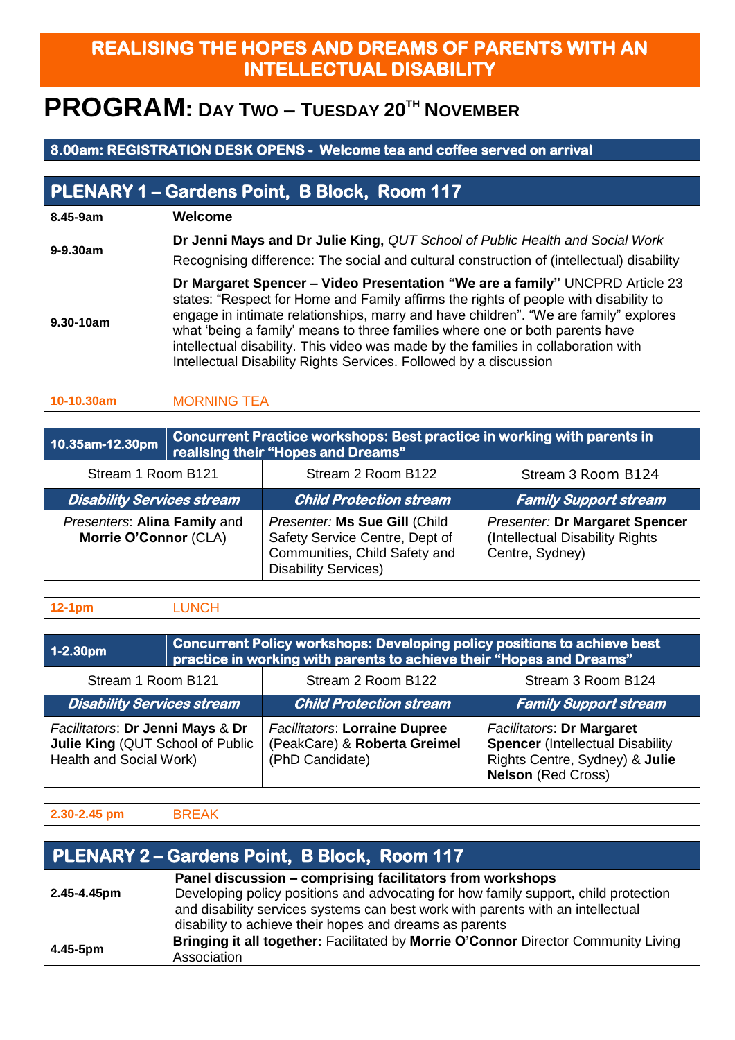# REALISING THE HOPES AND DREAMS OF PARENTS WITH AN INTELLECTUAL DISABILITY

# PROGRAM: DAY TWO – TUESDAY 20TH NOVEMBER

**8.00am: REGISTRATION DESK OPENS - Welcome tea and coffee served on arrival**

## PLENARY 1 – Gardens Point, B Block, Room 117

| | |
|---|---|
| **8.45-9am** | **Welcome** |
| **9-9.30am** | **Dr Jenni Mays and Dr Julie King,** *QUT School of Public Health and Social Work*<br>Recognising difference: The social and cultural construction of (intellectual) disability |
| **9.30-10am** | **Dr Margaret Spencer – Video Presentation "We are a family"** UNCPRD Article 23 states: "Respect for Home and Family affirms the rights of people with disability to engage in intimate relationships, marry and have children". "We are family" explores what 'being a family' means to three families where one or both parents have intellectual disability. This video was made by the families in collaboration with Intellectual Disability Rights Services. Followed by a discussion |

| | |
|---|---|
| **10-10.30am** | MORNING TEA |

**10.35am-12.30pm** – **Concurrent Practice workshops: Best practice in working with parents in realising their "Hopes and Dreams"**

| Stream 1 Room B121 | Stream 2 Room B122 | Stream 3 Room B124 |
|---|---|---|
| ***Disability Services stream*** | ***Child Protection stream*** | ***Family Support stream*** |
| *Presenters*: **Alina Family** and **Morrie O'Connor** (CLA) | *Presenter:* **Ms Sue Gill** (Child Safety Service Centre, Dept of Communities, Child Safety and Disability Services) | *Presenter:* **Dr Margaret Spencer** (Intellectual Disability Rights Centre, Sydney) |

| | |
|---|---|
| **12-1pm** | LUNCH |

**1-2.30pm** – **Concurrent Policy workshops: Developing policy positions to achieve best practice in working with parents to achieve their "Hopes and Dreams"**

| Stream 1 Room B121 | Stream 2 Room B122 | Stream 3 Room B124 |
|---|---|---|
| ***Disability Services stream*** | ***Child Protection stream*** | ***Family Support stream*** |
| *Facilitators*: **Dr Jenni Mays** & **Dr Julie King** (QUT School of Public Health and Social Work) | *Facilitators*: **Lorraine Dupree** (PeakCare) & **Roberta Greimel** (PhD Candidate) | *Facilitators*: **Dr Margaret Spencer** (Intellectual Disability Rights Centre, Sydney) & **Julie Nelson** (Red Cross) |

| | |
|---|---|
| **2.30-2.45 pm** | BREAK |

## PLENARY 2 – Gardens Point, B Block, Room 117

| | |
|---|---|
| **2.45-4.45pm** | **Panel discussion – comprising facilitators from workshops**<br>Developing policy positions and advocating for how family support, child protection and disability services systems can best work with parents with an intellectual disability to achieve their hopes and dreams as parents |
| **4.45-5pm** | **Bringing it all together:** Facilitated by **Morrie O'Connor** Director Community Living Association |